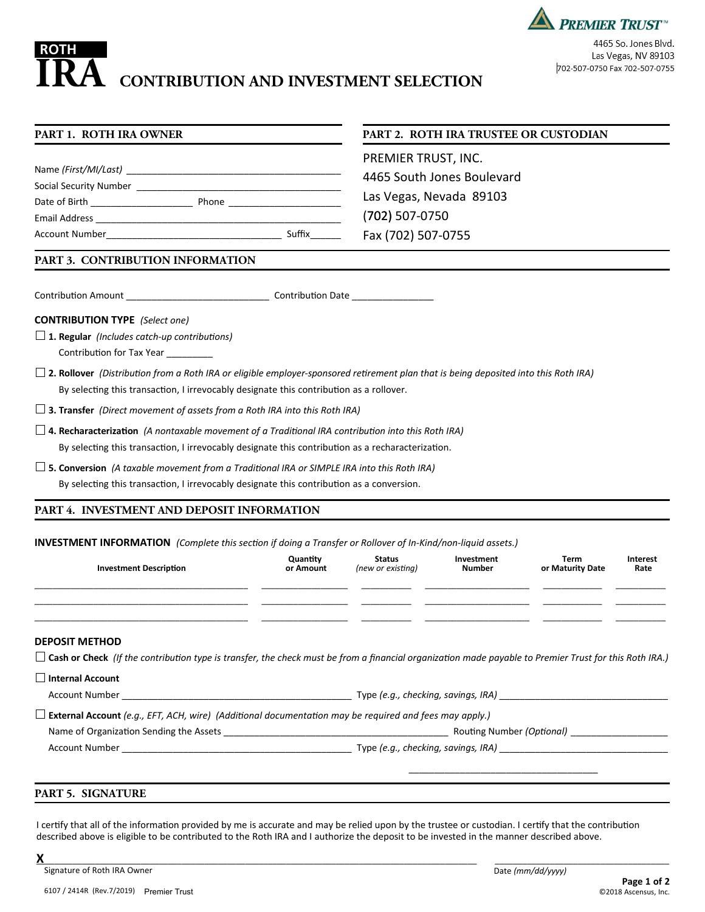PREMIER TRUST™

4465 So. Jones Blvd.
Las Vegas, NV 89103
702-507-0750 Fax 702-507-0755

# ROTH IRA CONTRIBUTION AND INVESTMENT SELECTION

## PART 1. ROTH IRA OWNER

Name *(First/MI/Last)* ________________________________________

Social Security Number ________________________________________

Date of Birth __________________ Phone ____________________

Email Address ________________________________________

Account Number________________________________ Suffix______

## PART 2. ROTH IRA TRUSTEE OR CUSTODIAN

PREMIER TRUST, INC.
4465 South Jones Boulevard
Las Vegas, Nevada 89103
(702) 507-0750
Fax (702) 507-0755

## PART 3. CONTRIBUTION INFORMATION

Contribution Amount ___________________________ Contribution Date _______________

**CONTRIBUTION TYPE** *(Select one)*

☐ **1. Regular** *(Includes catch-up contributions)*
Contribution for Tax Year _________

☐ **2. Rollover** *(Distribution from a Roth IRA or eligible employer-sponsored retirement plan that is being deposited into this Roth IRA)*
By selecting this transaction, I irrevocably designate this contribution as a rollover.

☐ **3. Transfer** *(Direct movement of assets from a Roth IRA into this Roth IRA)*

☐ **4. Recharacterization** *(A nontaxable movement of a Traditional IRA contribution into this Roth IRA)*
By selecting this transaction, I irrevocably designate this contribution as a recharacterization.

☐ **5. Conversion** *(A taxable movement from a Traditional IRA or SIMPLE IRA into this Roth IRA)*
By selecting this transaction, I irrevocably designate this contribution as a conversion.

## PART 4. INVESTMENT AND DEPOSIT INFORMATION

**INVESTMENT INFORMATION** *(Complete this section if doing a Transfer or Rollover of In-Kind/non-liquid assets.)*

| Investment Description | Quantity or Amount | Status *(new or existing)* | Investment Number | Term or Maturity Date | Interest Rate |
|---|---|---|---|---|---|
| | | | | | |
| | | | | | |
| | | | | | |

**DEPOSIT METHOD**

☐ **Cash or Check** *(If the contribution type is transfer, the check must be from a financial organization made payable to Premier Trust for this Roth IRA.)*

☐ **Internal Account**
Account Number ________________________________________ Type *(e.g., checking, savings, IRA)* ______________________________

☐ **External Account** *(e.g., EFT, ACH, wire) (Additional documentation may be required and fees may apply.)*
Name of Organization Sending the Assets ________________________________________ Routing Number *(Optional)* _________________
Account Number ________________________________________ Type *(e.g., checking, savings, IRA)* ______________________________

## PART 5. SIGNATURE

I certify that all of the information provided by me is accurate and may be relied upon by the trustee or custodian. I certify that the contribution described above is eligible to be contributed to the Roth IRA and I authorize the deposit to be invested in the manner described above.

**X**________________________________________________________________ ________________________________
Signature of Roth IRA Owner Date *(mm/dd/yyyy)*

6107 / 2414R (Rev.7/2019) Premier Trust ©2018 Ascensus, Inc.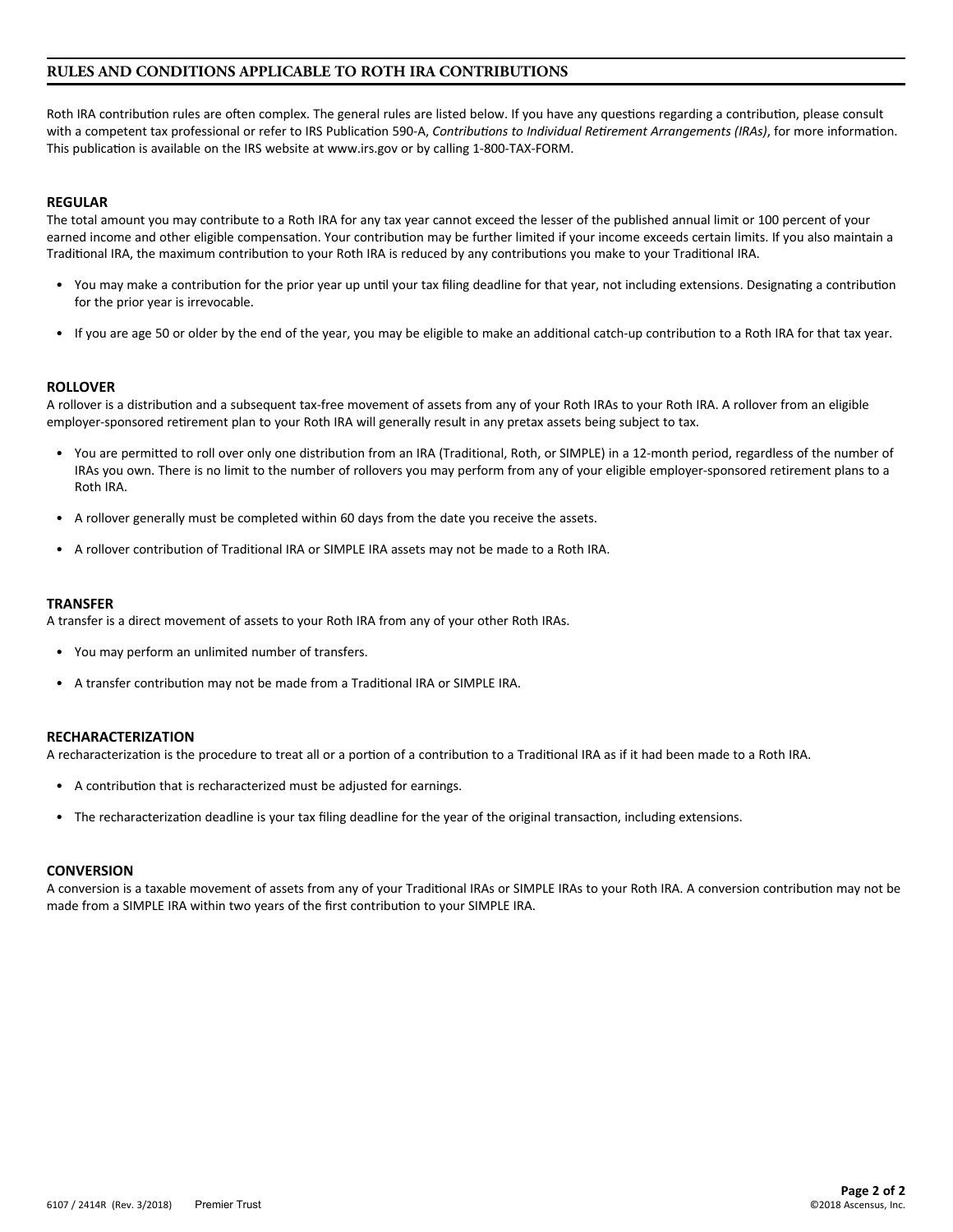## RULES AND CONDITIONS APPLICABLE TO ROTH IRA CONTRIBUTIONS

Roth IRA contribution rules are often complex. The general rules are listed below. If you have any questions regarding a contribution, please consult with a competent tax professional or refer to IRS Publication 590-A, *Contributions to Individual Retirement Arrangements (IRAs)*, for more information. This publication is available on the IRS website at www.irs.gov or by calling 1-800-TAX-FORM.

### REGULAR

The total amount you may contribute to a Roth IRA for any tax year cannot exceed the lesser of the published annual limit or 100 percent of your earned income and other eligible compensation. Your contribution may be further limited if your income exceeds certain limits. If you also maintain a Traditional IRA, the maximum contribution to your Roth IRA is reduced by any contributions you make to your Traditional IRA.

- You may make a contribution for the prior year up until your tax filing deadline for that year, not including extensions. Designating a contribution for the prior year is irrevocable.
- If you are age 50 or older by the end of the year, you may be eligible to make an additional catch-up contribution to a Roth IRA for that tax year.

### ROLLOVER

A rollover is a distribution and a subsequent tax-free movement of assets from any of your Roth IRAs to your Roth IRA. A rollover from an eligible employer-sponsored retirement plan to your Roth IRA will generally result in any pretax assets being subject to tax.

- You are permitted to roll over only one distribution from an IRA (Traditional, Roth, or SIMPLE) in a 12-month period, regardless of the number of IRAs you own. There is no limit to the number of rollovers you may perform from any of your eligible employer-sponsored retirement plans to a Roth IRA.
- A rollover generally must be completed within 60 days from the date you receive the assets.
- A rollover contribution of Traditional IRA or SIMPLE IRA assets may not be made to a Roth IRA.

### TRANSFER

A transfer is a direct movement of assets to your Roth IRA from any of your other Roth IRAs.

- You may perform an unlimited number of transfers.
- A transfer contribution may not be made from a Traditional IRA or SIMPLE IRA.

### RECHARACTERIZATION

A recharacterization is the procedure to treat all or a portion of a contribution to a Traditional IRA as if it had been made to a Roth IRA.

- A contribution that is recharacterized must be adjusted for earnings.
- The recharacterization deadline is your tax filing deadline for the year of the original transaction, including extensions.

### CONVERSION

A conversion is a taxable movement of assets from any of your Traditional IRAs or SIMPLE IRAs to your Roth IRA. A conversion contribution may not be made from a SIMPLE IRA within two years of the first contribution to your SIMPLE IRA.

6107 / 2414R (Rev. 3/2018) Premier Trust

©2018 Ascensus, Inc.